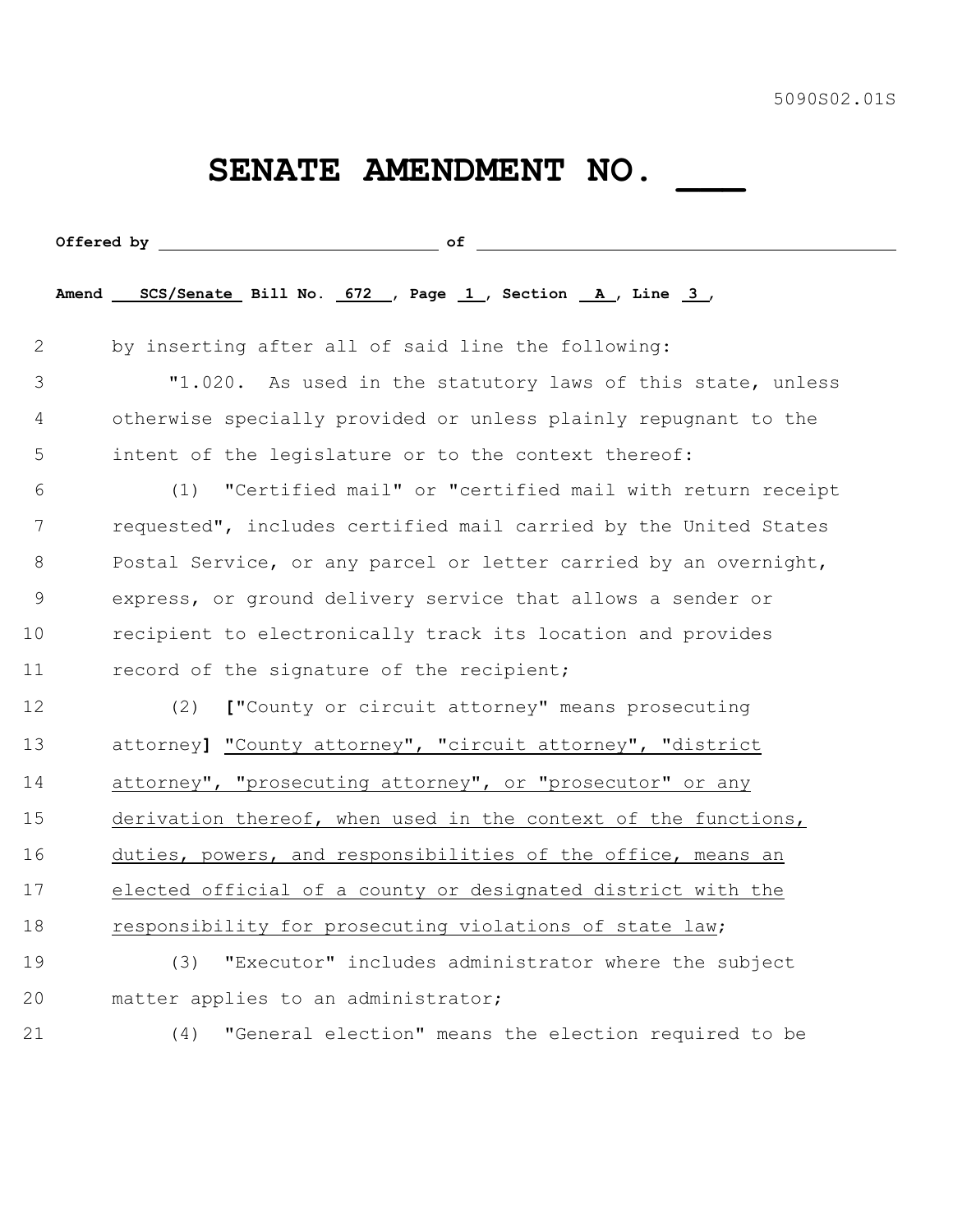5090S02.01S

# SENATE AMENDMENT NO. ___

**Offered by** ______________________ **of** ______________________

**Amend SCS/Senate Bill No. 672, Page 1, Section A, Line 3,**

2 by inserting after all of said line the following:

3 "1.020. As used in the statutory laws of this state, unless
4 otherwise specially provided or unless plainly repugnant to the
5 intent of the legislature or to the context thereof:

6 (1) "Certified mail" or "certified mail with return receipt
7 requested", includes certified mail carried by the United States
8 Postal Service, or any parcel or letter carried by an overnight,
9 express, or ground delivery service that allows a sender or
10 recipient to electronically track its location and provides
11 record of the signature of the recipient;

12 (2) **[**"County or circuit attorney" means prosecuting
13 attorney**]** <u>"County attorney", "circuit attorney", "district</u>
14 <u>attorney", "prosecuting attorney", or "prosecutor" or any</u>
15 <u>derivation thereof, when used in the context of the functions,</u>
16 <u>duties, powers, and responsibilities of the office, means an</u>
17 <u>elected official of a county or designated district with the</u>
18 <u>responsibility for prosecuting violations of state law</u>;

19 (3) "Executor" includes administrator where the subject
20 matter applies to an administrator;

21 (4) "General election" means the election required to be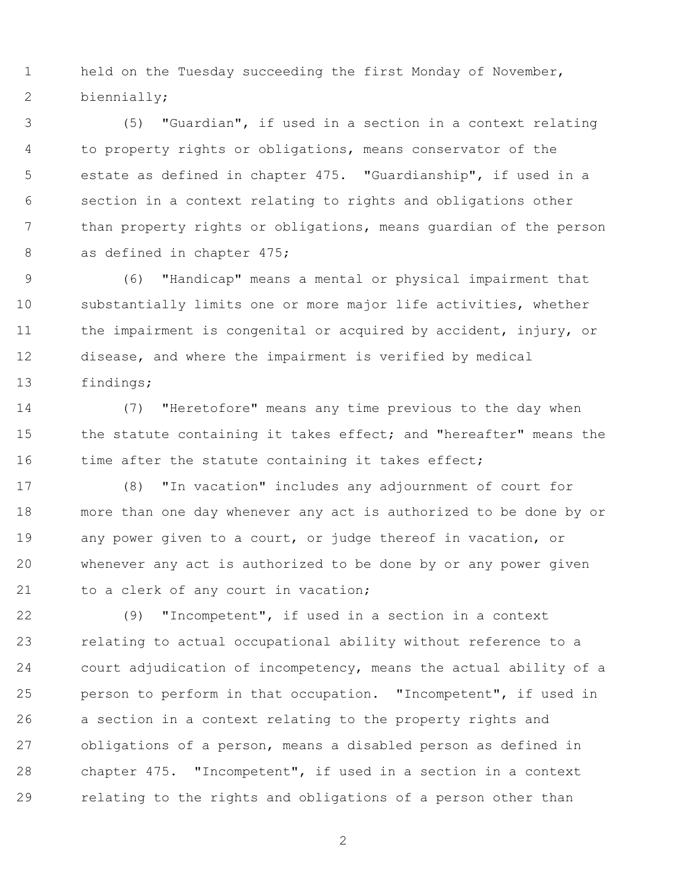held on the Tuesday succeeding the first Monday of November, biennially;

(5) "Guardian", if used in a section in a context relating to property rights or obligations, means conservator of the estate as defined in chapter 475. "Guardianship", if used in a section in a context relating to rights and obligations other than property rights or obligations, means guardian of the person as defined in chapter 475;

(6) "Handicap" means a mental or physical impairment that substantially limits one or more major life activities, whether the impairment is congenital or acquired by accident, injury, or disease, and where the impairment is verified by medical findings;

(7) "Heretofore" means any time previous to the day when the statute containing it takes effect; and "hereafter" means the time after the statute containing it takes effect;

(8) "In vacation" includes any adjournment of court for more than one day whenever any act is authorized to be done by or any power given to a court, or judge thereof in vacation, or whenever any act is authorized to be done by or any power given to a clerk of any court in vacation;

(9) "Incompetent", if used in a section in a context relating to actual occupational ability without reference to a court adjudication of incompetency, means the actual ability of a person to perform in that occupation. "Incompetent", if used in a section in a context relating to the property rights and obligations of a person, means a disabled person as defined in chapter 475. "Incompetent", if used in a section in a context relating to the rights and obligations of a person other than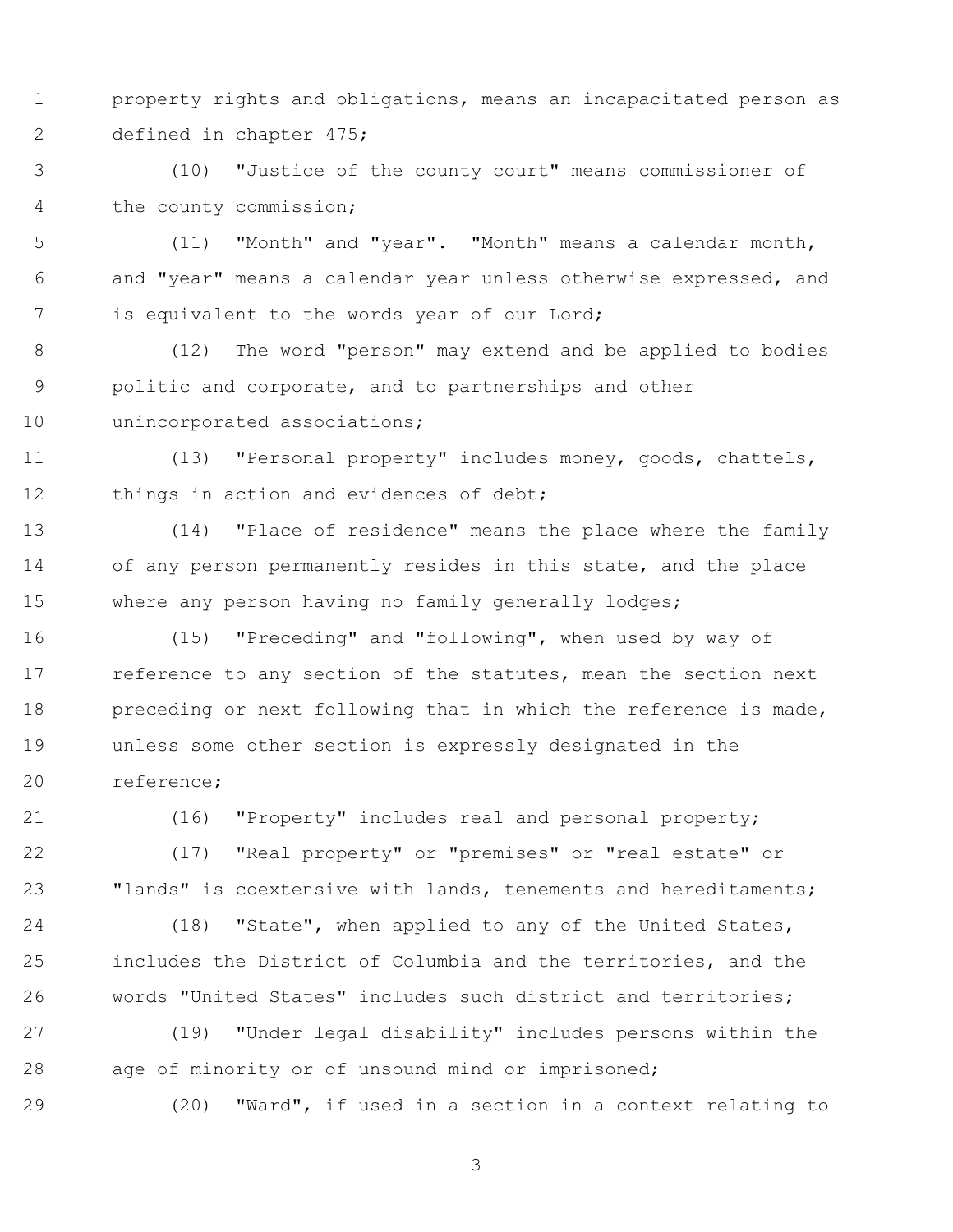property rights and obligations, means an incapacitated person as defined in chapter 475;

(10) "Justice of the county court" means commissioner of the county commission;

(11) "Month" and "year". "Month" means a calendar month, and "year" means a calendar year unless otherwise expressed, and is equivalent to the words year of our Lord;

(12) The word "person" may extend and be applied to bodies politic and corporate, and to partnerships and other unincorporated associations;

(13) "Personal property" includes money, goods, chattels, things in action and evidences of debt;

(14) "Place of residence" means the place where the family of any person permanently resides in this state, and the place where any person having no family generally lodges;

(15) "Preceding" and "following", when used by way of reference to any section of the statutes, mean the section next preceding or next following that in which the reference is made, unless some other section is expressly designated in the reference;

(16) "Property" includes real and personal property;

(17) "Real property" or "premises" or "real estate" or "lands" is coextensive with lands, tenements and hereditaments;

(18) "State", when applied to any of the United States, includes the District of Columbia and the territories, and the words "United States" includes such district and territories;

(19) "Under legal disability" includes persons within the age of minority or of unsound mind or imprisoned;

(20) "Ward", if used in a section in a context relating to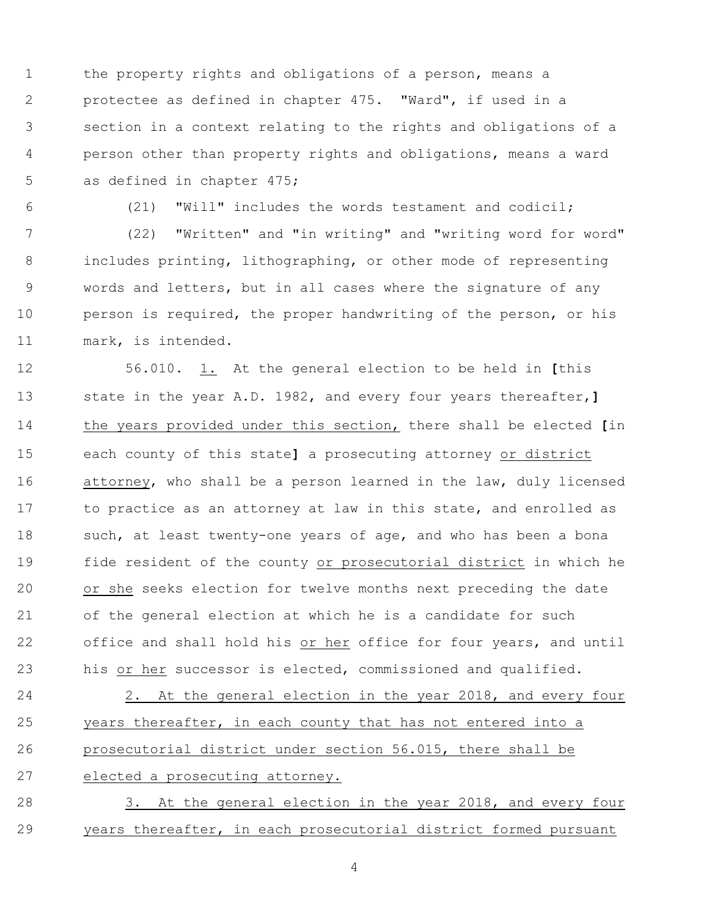the property rights and obligations of a person, means a protectee as defined in chapter 475. "Ward", if used in a section in a context relating to the rights and obligations of a person other than property rights and obligations, means a ward as defined in chapter 475;

(21) "Will" includes the words testament and codicil;

(22) "Written" and "in writing" and "writing word for word" includes printing, lithographing, or other mode of representing words and letters, but in all cases where the signature of any person is required, the proper handwriting of the person, or his mark, is intended.

56.010. <u>1.</u> At the general election to be held in **[**this state in the year A.D. 1982, and every four years thereafter,**]** <u>the years provided under this section,</u> there shall be elected **[**in each county of this state**]** a prosecuting attorney <u>or district attorney</u>, who shall be a person learned in the law, duly licensed to practice as an attorney at law in this state, and enrolled as such, at least twenty-one years of age, and who has been a bona fide resident of the county <u>or prosecutorial district</u> in which he <u>or she</u> seeks election for twelve months next preceding the date of the general election at which he is a candidate for such office and shall hold his <u>or her</u> office for four years, and until his <u>or her</u> successor is elected, commissioned and qualified.

<u>2. At the general election in the year 2018, and every four years thereafter, in each county that has not entered into a prosecutorial district under section 56.015, there shall be elected a prosecuting attorney.</u>

<u>3. At the general election in the year 2018, and every four years thereafter, in each prosecutorial district formed pursuant</u>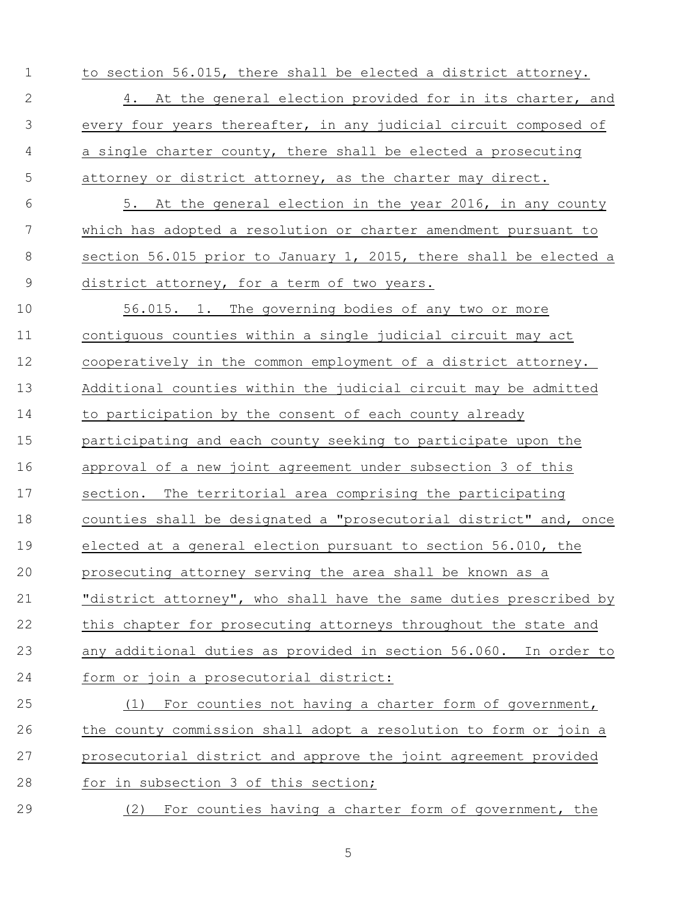to section 56.015, there shall be elected a district attorney.

4. At the general election provided for in its charter, and every four years thereafter, in any judicial circuit composed of a single charter county, there shall be elected a prosecuting attorney or district attorney, as the charter may direct.

5. At the general election in the year 2016, in any county which has adopted a resolution or charter amendment pursuant to section 56.015 prior to January 1, 2015, there shall be elected a district attorney, for a term of two years.

56.015. 1. The governing bodies of any two or more contiguous counties within a single judicial circuit may act cooperatively in the common employment of a district attorney. Additional counties within the judicial circuit may be admitted to participation by the consent of each county already participating and each county seeking to participate upon the approval of a new joint agreement under subsection 3 of this section. The territorial area comprising the participating counties shall be designated a "prosecutorial district" and, once elected at a general election pursuant to section 56.010, the prosecuting attorney serving the area shall be known as a "district attorney", who shall have the same duties prescribed by this chapter for prosecuting attorneys throughout the state and any additional duties as provided in section 56.060. In order to form or join a prosecutorial district:

(1) For counties not having a charter form of government, the county commission shall adopt a resolution to form or join a prosecutorial district and approve the joint agreement provided for in subsection 3 of this section;

(2) For counties having a charter form of government, the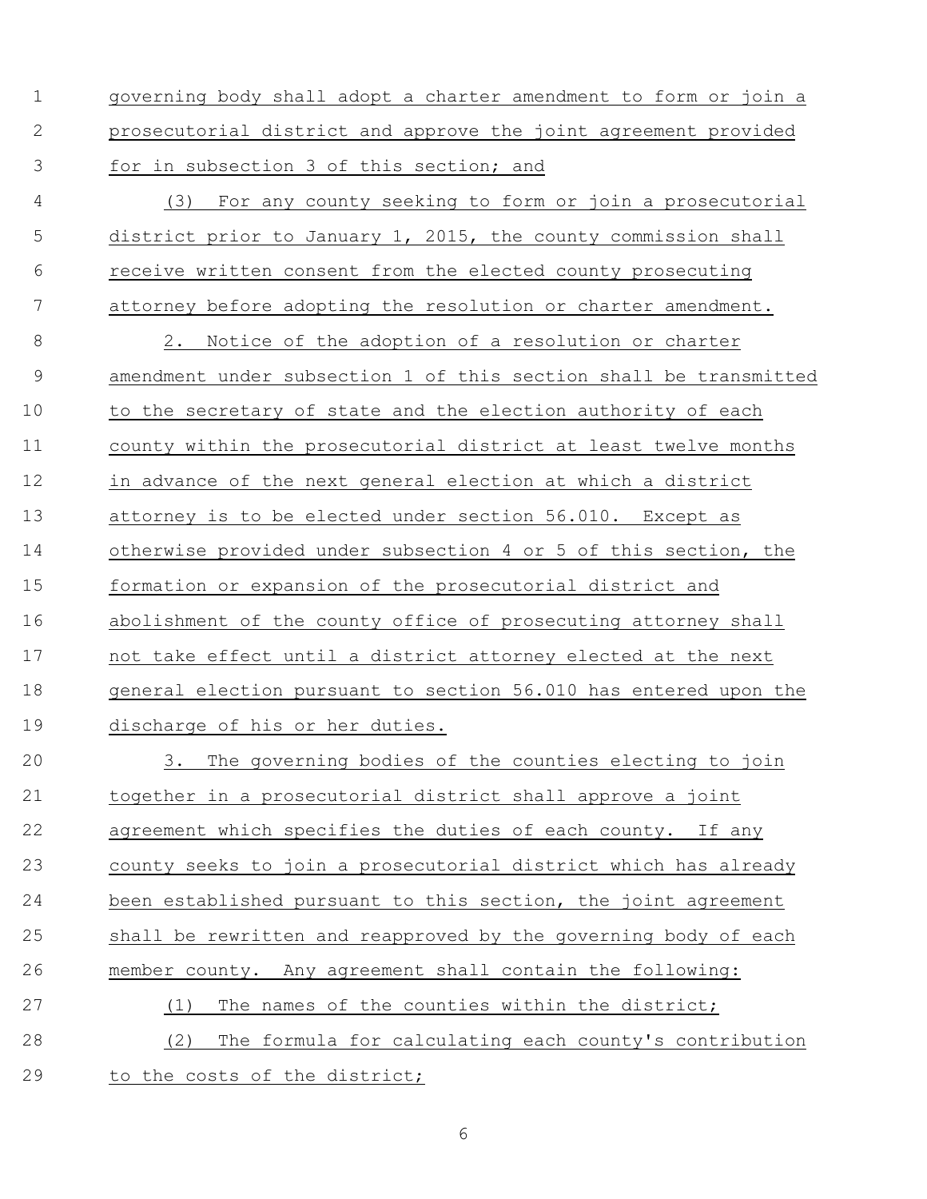governing body shall adopt a charter amendment to form or join a prosecutorial district and approve the joint agreement provided for in subsection 3 of this section; and

(3) For any county seeking to form or join a prosecutorial district prior to January 1, 2015, the county commission shall receive written consent from the elected county prosecuting attorney before adopting the resolution or charter amendment.

2. Notice of the adoption of a resolution or charter amendment under subsection 1 of this section shall be transmitted to the secretary of state and the election authority of each county within the prosecutorial district at least twelve months in advance of the next general election at which a district attorney is to be elected under section 56.010. Except as otherwise provided under subsection 4 or 5 of this section, the formation or expansion of the prosecutorial district and abolishment of the county office of prosecuting attorney shall not take effect until a district attorney elected at the next general election pursuant to section 56.010 has entered upon the discharge of his or her duties.

3. The governing bodies of the counties electing to join together in a prosecutorial district shall approve a joint agreement which specifies the duties of each county. If any county seeks to join a prosecutorial district which has already been established pursuant to this section, the joint agreement shall be rewritten and reapproved by the governing body of each member county. Any agreement shall contain the following:

(1) The names of the counties within the district;

(2) The formula for calculating each county's contribution to the costs of the district;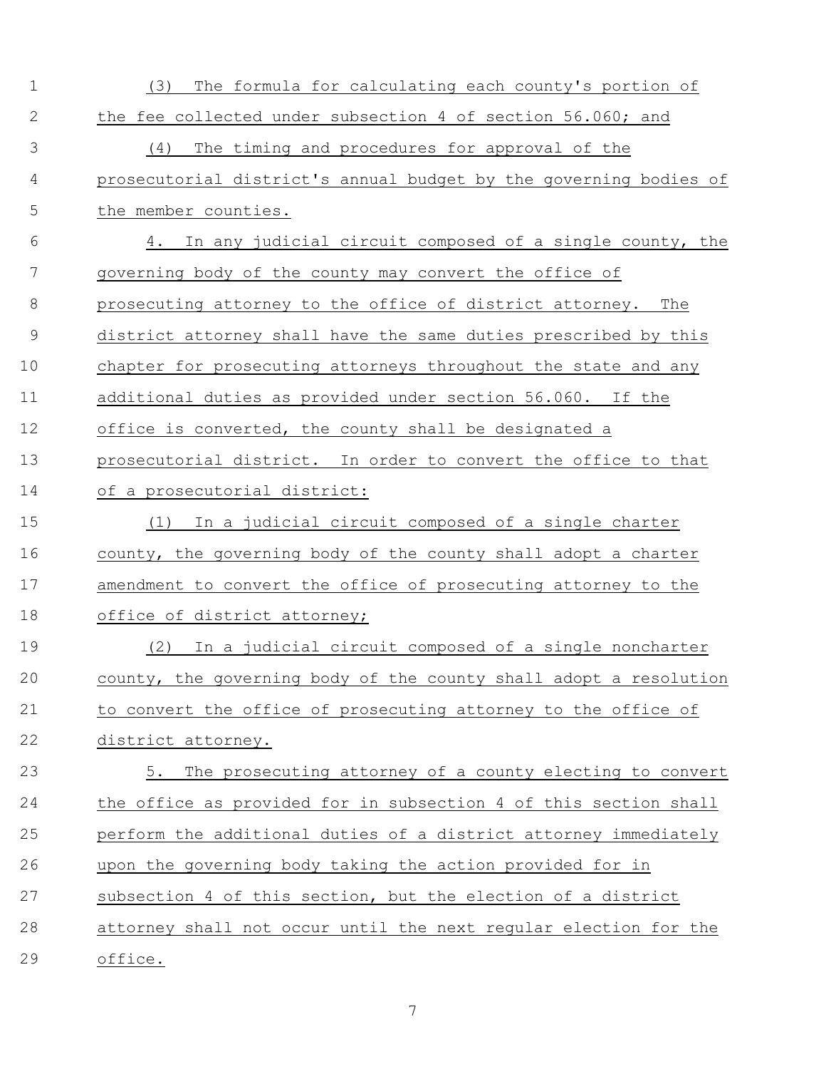(3) The formula for calculating each county's portion of the fee collected under subsection 4 of section 56.060; and

(4) The timing and procedures for approval of the prosecutorial district's annual budget by the governing bodies of the member counties.

4. In any judicial circuit composed of a single county, the governing body of the county may convert the office of prosecuting attorney to the office of district attorney. The district attorney shall have the same duties prescribed by this chapter for prosecuting attorneys throughout the state and any additional duties as provided under section 56.060. If the office is converted, the county shall be designated a prosecutorial district. In order to convert the office to that of a prosecutorial district:

(1) In a judicial circuit composed of a single charter county, the governing body of the county shall adopt a charter amendment to convert the office of prosecuting attorney to the office of district attorney;

(2) In a judicial circuit composed of a single noncharter county, the governing body of the county shall adopt a resolution to convert the office of prosecuting attorney to the office of district attorney.

5. The prosecuting attorney of a county electing to convert the office as provided for in subsection 4 of this section shall perform the additional duties of a district attorney immediately upon the governing body taking the action provided for in subsection 4 of this section, but the election of a district attorney shall not occur until the next regular election for the office.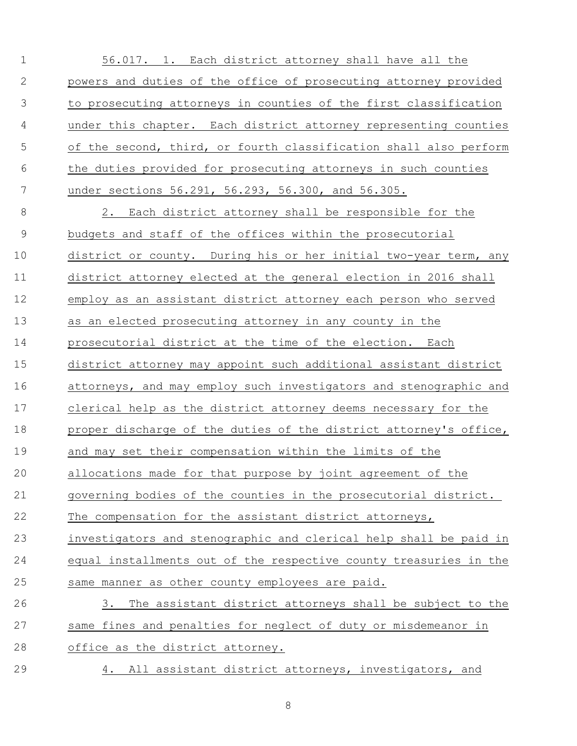56.017. 1. Each district attorney shall have all the powers and duties of the office of prosecuting attorney provided to prosecuting attorneys in counties of the first classification under this chapter. Each district attorney representing counties of the second, third, or fourth classification shall also perform the duties provided for prosecuting attorneys in such counties under sections 56.291, 56.293, 56.300, and 56.305.

2. Each district attorney shall be responsible for the budgets and staff of the offices within the prosecutorial district or county. During his or her initial two-year term, any district attorney elected at the general election in 2016 shall employ as an assistant district attorney each person who served as an elected prosecuting attorney in any county in the prosecutorial district at the time of the election. Each district attorney may appoint such additional assistant district attorneys, and may employ such investigators and stenographic and clerical help as the district attorney deems necessary for the proper discharge of the duties of the district attorney's office, and may set their compensation within the limits of the allocations made for that purpose by joint agreement of the governing bodies of the counties in the prosecutorial district. The compensation for the assistant district attorneys, investigators and stenographic and clerical help shall be paid in equal installments out of the respective county treasuries in the same manner as other county employees are paid.

3. The assistant district attorneys shall be subject to the same fines and penalties for neglect of duty or misdemeanor in office as the district attorney.

4. All assistant district attorneys, investigators, and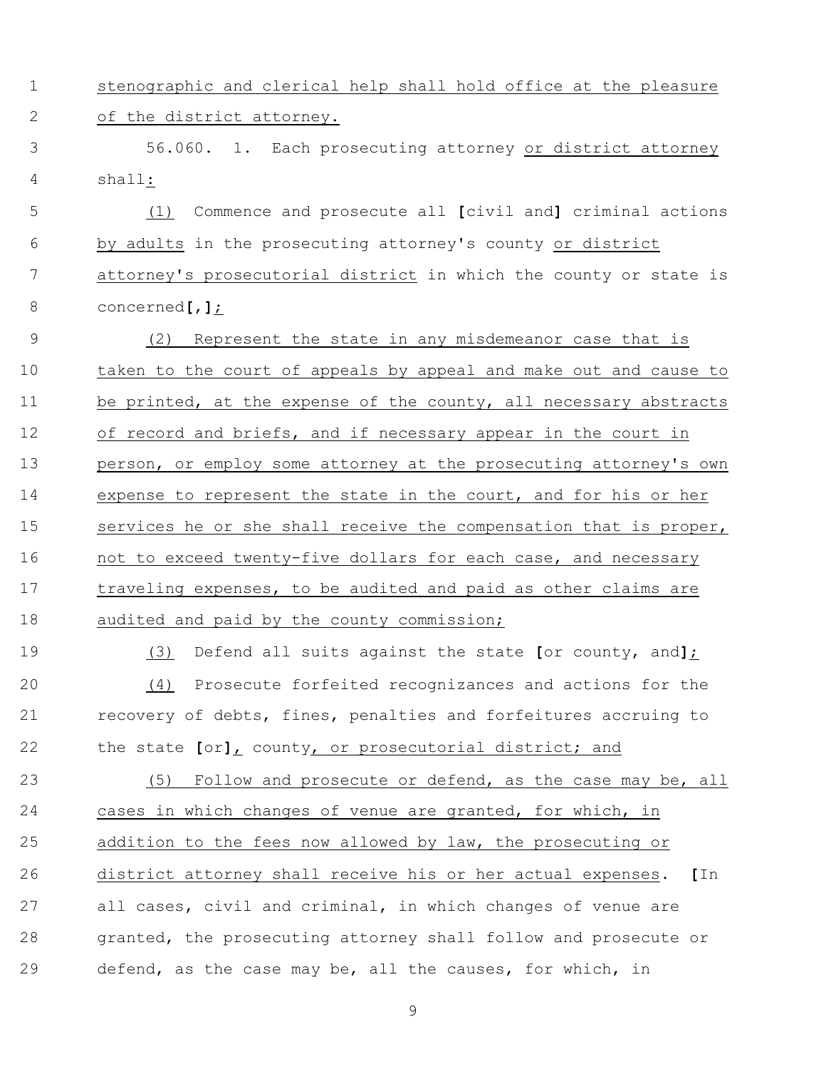stenographic and clerical help shall hold office at the pleasure of the district attorney.

56.060. 1. Each prosecuting attorney or district attorney shall:

(1) Commence and prosecute all **[**civil and**]** criminal actions by adults in the prosecuting attorney's county or district attorney's prosecutorial district in which the county or state is concerned**[**,**]**;

(2) Represent the state in any misdemeanor case that is taken to the court of appeals by appeal and make out and cause to be printed, at the expense of the county, all necessary abstracts of record and briefs, and if necessary appear in the court in person, or employ some attorney at the prosecuting attorney's own expense to represent the state in the court, and for his or her services he or she shall receive the compensation that is proper, not to exceed twenty-five dollars for each case, and necessary traveling expenses, to be audited and paid as other claims are audited and paid by the county commission;

(3) Defend all suits against the state **[**or county, and**]**;

(4) Prosecute forfeited recognizances and actions for the recovery of debts, fines, penalties and forfeitures accruing to the state **[**or**]**, county, or prosecutorial district; and

(5) Follow and prosecute or defend, as the case may be, all cases in which changes of venue are granted, for which, in addition to the fees now allowed by law, the prosecuting or district attorney shall receive his or her actual expenses. **[**In all cases, civil and criminal, in which changes of venue are granted, the prosecuting attorney shall follow and prosecute or defend, as the case may be, all the causes, for which, in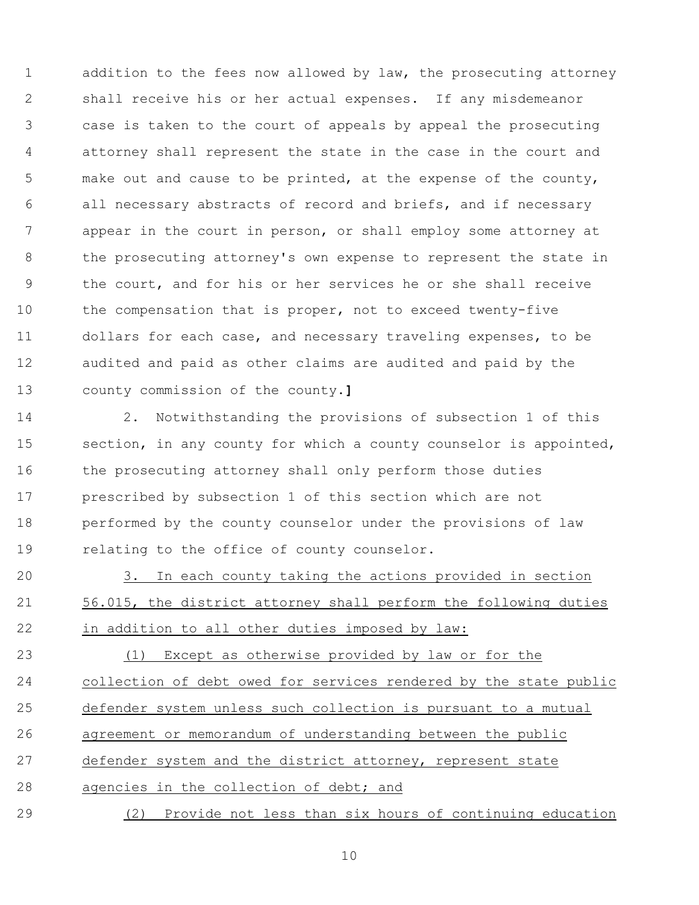addition to the fees now allowed by law, the prosecuting attorney shall receive his or her actual expenses. If any misdemeanor case is taken to the court of appeals by appeal the prosecuting attorney shall represent the state in the case in the court and make out and cause to be printed, at the expense of the county, all necessary abstracts of record and briefs, and if necessary appear in the court in person, or shall employ some attorney at the prosecuting attorney's own expense to represent the state in the court, and for his or her services he or she shall receive the compensation that is proper, not to exceed twenty-five dollars for each case, and necessary traveling expenses, to be audited and paid as other claims are audited and paid by the county commission of the county.**]**

2. Notwithstanding the provisions of subsection 1 of this section, in any county for which a county counselor is appointed, the prosecuting attorney shall only perform those duties prescribed by subsection 1 of this section which are not performed by the county counselor under the provisions of law relating to the office of county counselor.

<u>3. In each county taking the actions provided in section 56.015, the district attorney shall perform the following duties in addition to all other duties imposed by law:</u>

<u>(1) Except as otherwise provided by law or for the collection of debt owed for services rendered by the state public defender system unless such collection is pursuant to a mutual agreement or memorandum of understanding between the public defender system and the district attorney, represent state agencies in the collection of debt; and</u>

<u>(2) Provide not less than six hours of continuing education</u>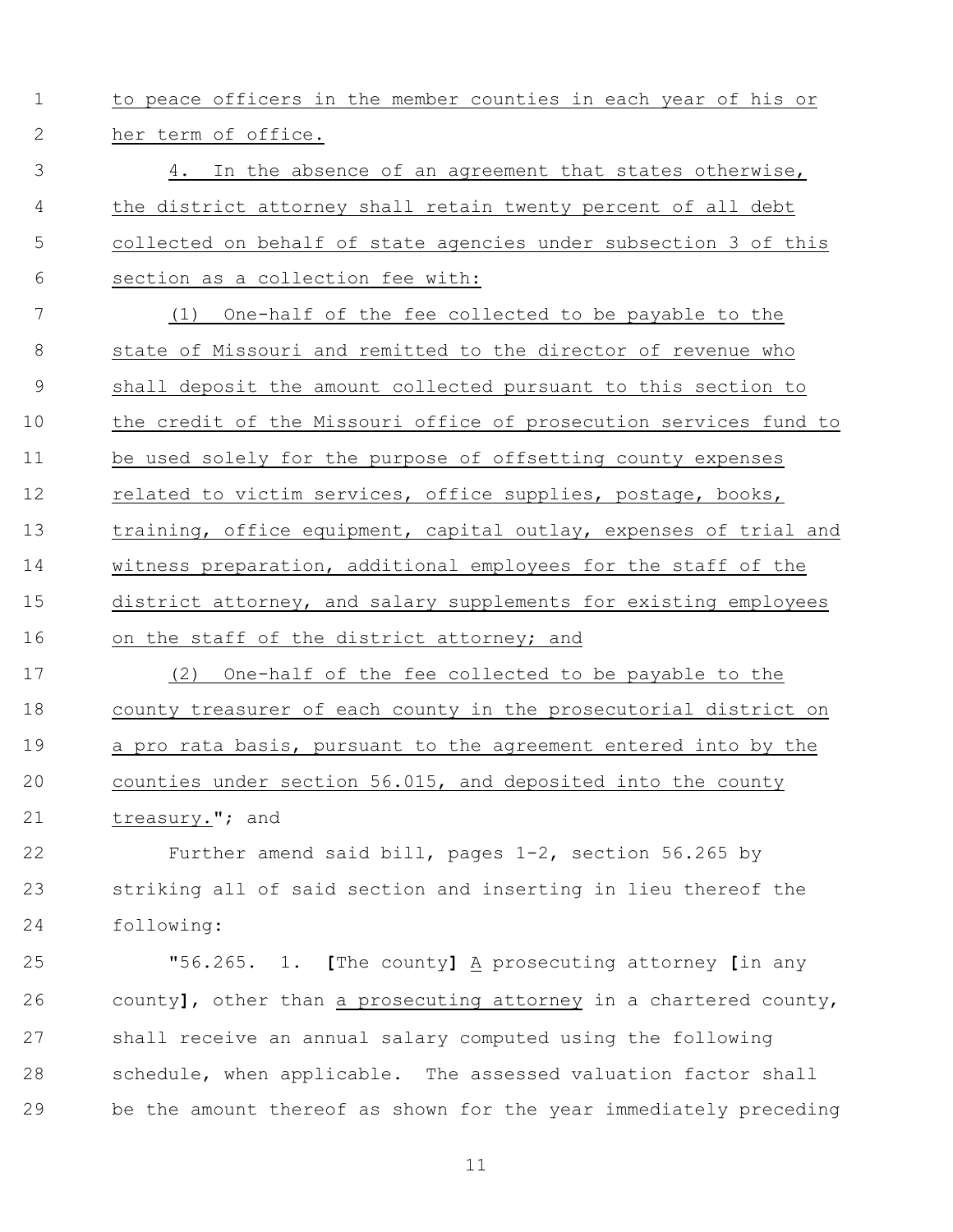to peace officers in the member counties in each year of his or her term of office.

4. In the absence of an agreement that states otherwise, the district attorney shall retain twenty percent of all debt collected on behalf of state agencies under subsection 3 of this section as a collection fee with:

(1) One-half of the fee collected to be payable to the state of Missouri and remitted to the director of revenue who shall deposit the amount collected pursuant to this section to the credit of the Missouri office of prosecution services fund to be used solely for the purpose of offsetting county expenses related to victim services, office supplies, postage, books, training, office equipment, capital outlay, expenses of trial and witness preparation, additional employees for the staff of the district attorney, and salary supplements for existing employees on the staff of the district attorney; and

(2) One-half of the fee collected to be payable to the county treasurer of each county in the prosecutorial district on a pro rata basis, pursuant to the agreement entered into by the counties under section 56.015, and deposited into the county treasury."; and

Further amend said bill, pages 1-2, section 56.265 by striking all of said section and inserting in lieu thereof the following:

"56.265. 1. **[**The county**]** A prosecuting attorney **[**in any county**]**, other than a prosecuting attorney in a chartered county, shall receive an annual salary computed using the following schedule, when applicable. The assessed valuation factor shall be the amount thereof as shown for the year immediately preceding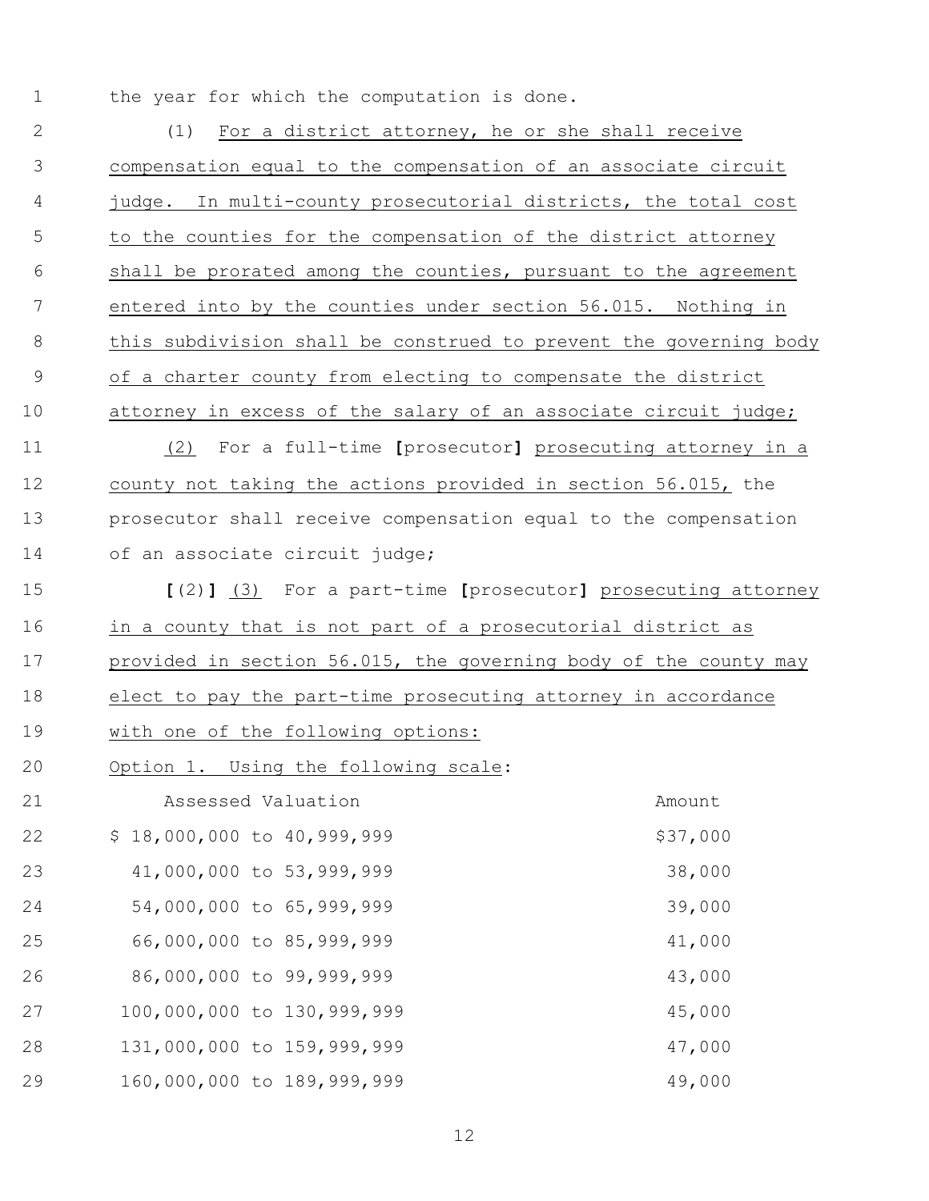the year for which the computation is done.

(1) For a district attorney, he or she shall receive compensation equal to the compensation of an associate circuit judge. In multi-county prosecutorial districts, the total cost to the counties for the compensation of the district attorney shall be prorated among the counties, pursuant to the agreement entered into by the counties under section 56.015. Nothing in this subdivision shall be construed to prevent the governing body of a charter county from electing to compensate the district attorney in excess of the salary of an associate circuit judge;

(2) For a full-time **[**prosecutor**]** prosecuting attorney in a county not taking the actions provided in section 56.015, the prosecutor shall receive compensation equal to the compensation of an associate circuit judge;

**[**(2)**]** (3) For a part-time **[**prosecutor**]** prosecuting attorney in a county that is not part of a prosecutorial district as provided in section 56.015, the governing body of the county may elect to pay the part-time prosecuting attorney in accordance with one of the following options:

Option 1. Using the following scale:

| Assessed Valuation | Amount |
|---|---|
| $ 18,000,000 to 40,999,999 | $37,000 |
| 41,000,000 to 53,999,999 | 38,000 |
| 54,000,000 to 65,999,999 | 39,000 |
| 66,000,000 to 85,999,999 | 41,000 |
| 86,000,000 to 99,999,999 | 43,000 |
| 100,000,000 to 130,999,999 | 45,000 |
| 131,000,000 to 159,999,999 | 47,000 |
| 160,000,000 to 189,999,999 | 49,000 |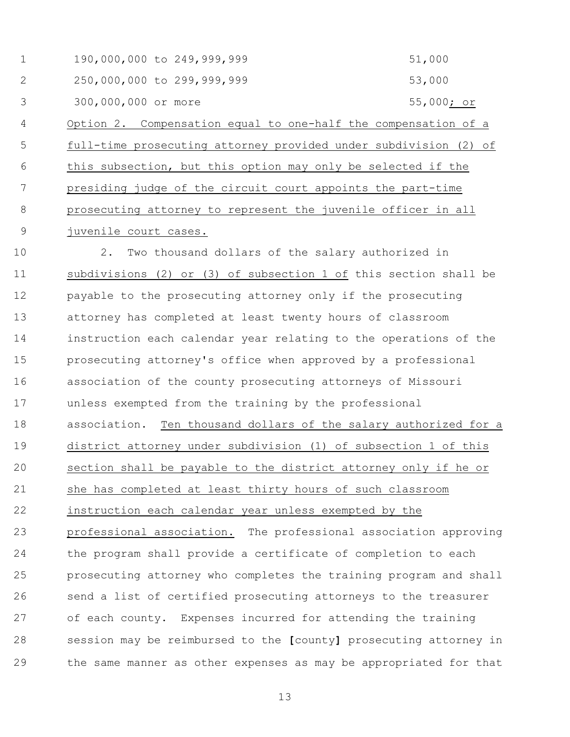| | |
|---|---|
| 190,000,000 to 249,999,999 | 51,000 |
| 250,000,000 to 299,999,999 | 53,000 |
| 300,000,000 or more | 55,000; or |

Option 2. Compensation equal to one-half the compensation of a full-time prosecuting attorney provided under subdivision (2) of this subsection, but this option may only be selected if the presiding judge of the circuit court appoints the part-time prosecuting attorney to represent the juvenile officer in all juvenile court cases.

2. Two thousand dollars of the salary authorized in subdivisions (2) or (3) of subsection 1 of this section shall be payable to the prosecuting attorney only if the prosecuting attorney has completed at least twenty hours of classroom instruction each calendar year relating to the operations of the prosecuting attorney's office when approved by a professional association of the county prosecuting attorneys of Missouri unless exempted from the training by the professional association. Ten thousand dollars of the salary authorized for a district attorney under subdivision (1) of subsection 1 of this section shall be payable to the district attorney only if he or she has completed at least thirty hours of such classroom instruction each calendar year unless exempted by the professional association. The professional association approving the program shall provide a certificate of completion to each prosecuting attorney who completes the training program and shall send a list of certified prosecuting attorneys to the treasurer of each county. Expenses incurred for attending the training session may be reimbursed to the **[**county**]** prosecuting attorney in the same manner as other expenses as may be appropriated for that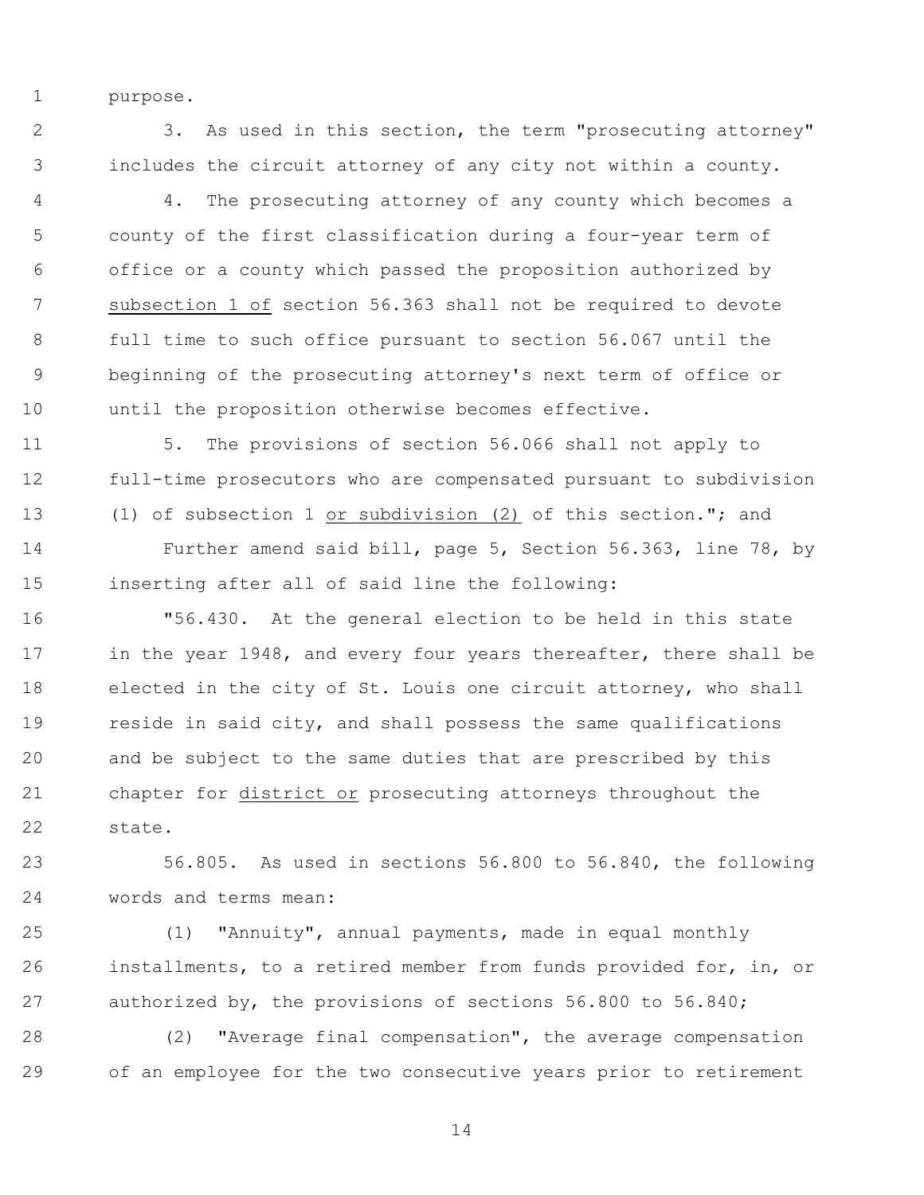purpose.

3. As used in this section, the term "prosecuting attorney" includes the circuit attorney of any city not within a county.

4. The prosecuting attorney of any county which becomes a county of the first classification during a four-year term of office or a county which passed the proposition authorized by <u>subsection 1 of</u> section 56.363 shall not be required to devote full time to such office pursuant to section 56.067 until the beginning of the prosecuting attorney's next term of office or until the proposition otherwise becomes effective.

5. The provisions of section 56.066 shall not apply to full-time prosecutors who are compensated pursuant to subdivision (1) of subsection 1 <u>or subdivision (2)</u> of this section."; and

Further amend said bill, page 5, Section 56.363, line 78, by inserting after all of said line the following:

"56.430. At the general election to be held in this state in the year 1948, and every four years thereafter, there shall be elected in the city of St. Louis one circuit attorney, who shall reside in said city, and shall possess the same qualifications and be subject to the same duties that are prescribed by this chapter for <u>district or</u> prosecuting attorneys throughout the state.

56.805. As used in sections 56.800 to 56.840, the following words and terms mean:

(1) "Annuity", annual payments, made in equal monthly installments, to a retired member from funds provided for, in, or authorized by, the provisions of sections 56.800 to 56.840;

(2) "Average final compensation", the average compensation of an employee for the two consecutive years prior to retirement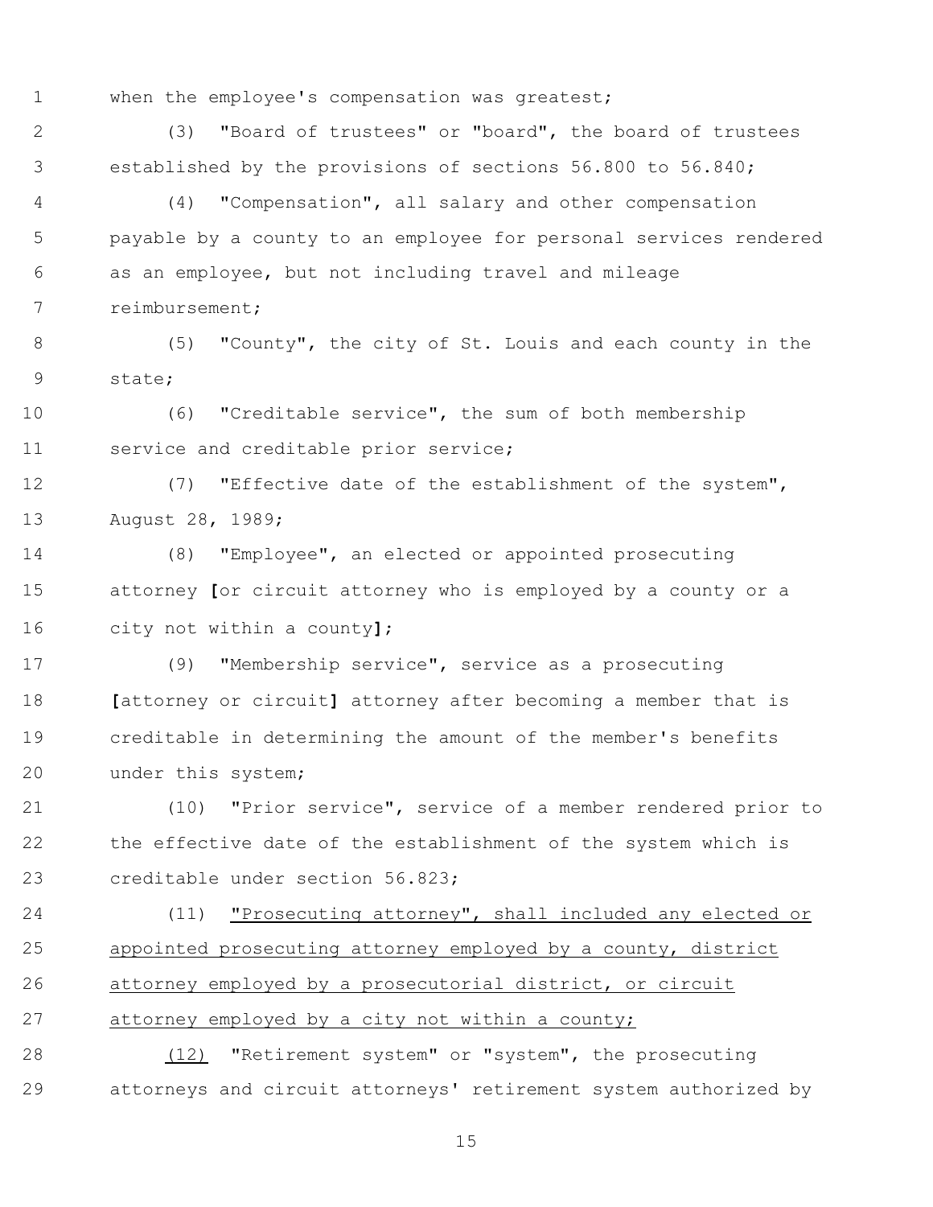when the employee's compensation was greatest;

(3) "Board of trustees" or "board", the board of trustees established by the provisions of sections 56.800 to 56.840;

(4) "Compensation", all salary and other compensation payable by a county to an employee for personal services rendered as an employee, but not including travel and mileage reimbursement;

(5) "County", the city of St. Louis and each county in the state;

(6) "Creditable service", the sum of both membership service and creditable prior service;

(7) "Effective date of the establishment of the system", August 28, 1989;

(8) "Employee", an elected or appointed prosecuting attorney **[**or circuit attorney who is employed by a county or a city not within a county**]**;

(9) "Membership service", service as a prosecuting **[**attorney or circuit**]** attorney after becoming a member that is creditable in determining the amount of the member's benefits under this system;

(10) "Prior service", service of a member rendered prior to the effective date of the establishment of the system which is creditable under section 56.823;

(11) <u>"Prosecuting attorney", shall included any elected or appointed prosecuting attorney employed by a county, district attorney employed by a prosecutorial district, or circuit attorney employed by a city not within a county;</u>

<u>(12)</u> "Retirement system" or "system", the prosecuting attorneys and circuit attorneys' retirement system authorized by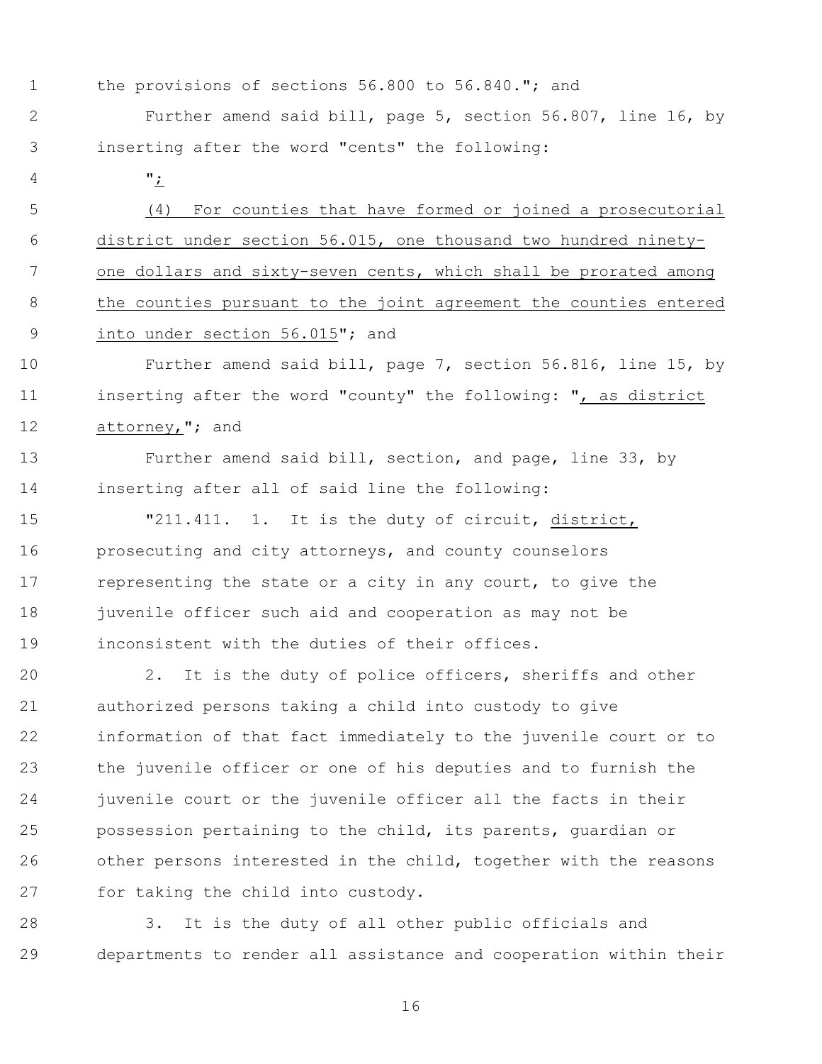the provisions of sections 56.800 to 56.840."; and

Further amend said bill, page 5, section 56.807, line 16, by inserting after the word "cents" the following:

"<u>;</u>

<u>(4) For counties that have formed or joined a prosecutorial district under section 56.015, one thousand two hundred ninety-one dollars and sixty-seven cents, which shall be prorated among the counties pursuant to the joint agreement the counties entered into under section 56.015</u>"; and

Further amend said bill, page 7, section 56.816, line 15, by inserting after the word "county" the following: "<u>, as district attorney,</u>"; and

Further amend said bill, section, and page, line 33, by inserting after all of said line the following:

"211.411. 1. It is the duty of circuit, <u>district,</u> prosecuting and city attorneys, and county counselors representing the state or a city in any court, to give the juvenile officer such aid and cooperation as may not be inconsistent with the duties of their offices.

2. It is the duty of police officers, sheriffs and other authorized persons taking a child into custody to give information of that fact immediately to the juvenile court or to the juvenile officer or one of his deputies and to furnish the juvenile court or the juvenile officer all the facts in their possession pertaining to the child, its parents, guardian or other persons interested in the child, together with the reasons for taking the child into custody.

3. It is the duty of all other public officials and departments to render all assistance and cooperation within their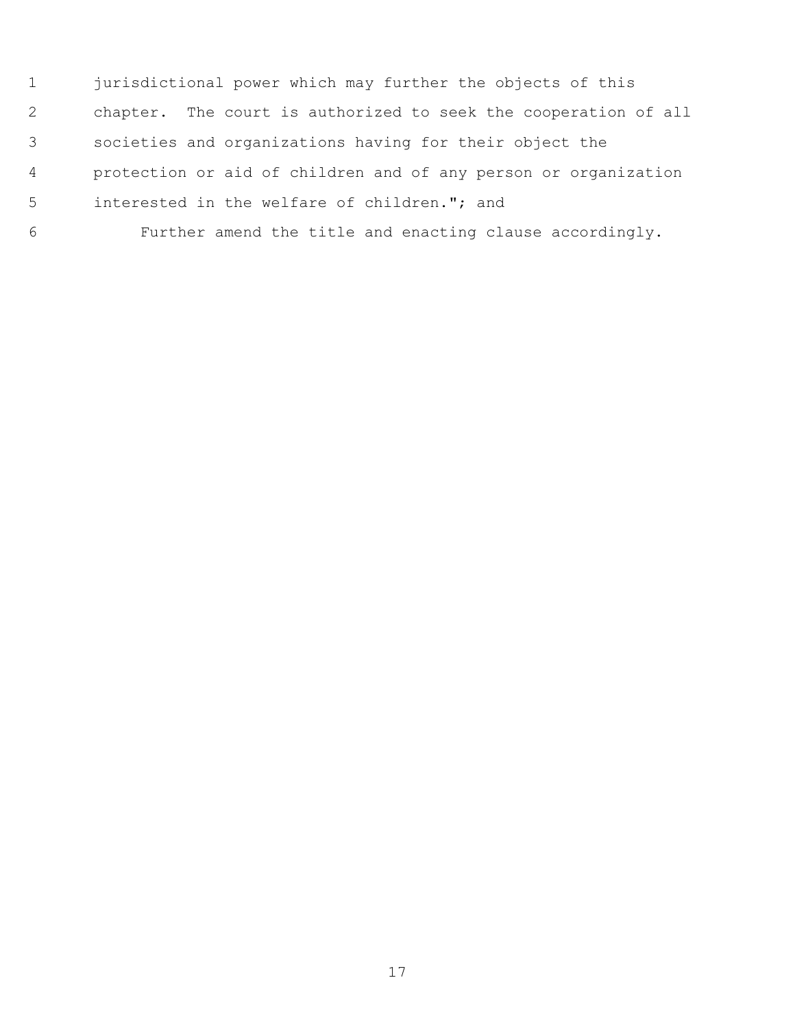jurisdictional power which may further the objects of this chapter. The court is authorized to seek the cooperation of all societies and organizations having for their object the protection or aid of children and of any person or organization interested in the welfare of children."; and

Further amend the title and enacting clause accordingly.